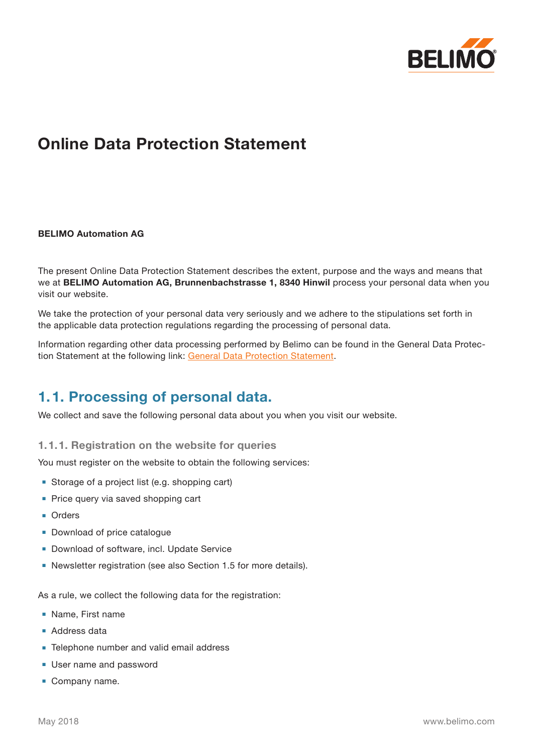# Online Data Protection Statement

**BELIMO Automation AG**

The present Online Data Protection Statement describes the extent, purpose and the ways and means that we at **BELIMO Automation AG, Brunnenbachstrasse 1, 8340 Hinwil** process your personal data when you visit our website.

We take the protection of your personal data very seriously and we adhere to the stipulations set forth in the applicable data protection regulations regarding the processing of personal data.

Information regarding other data processing performed by Belimo can be found in the General Data Protection Statement at the following link: General Data Protection Statement.

## 1.1. Processing of personal data.

We collect and save the following personal data about you when you visit our website.

### 1.1.1. Registration on the website for queries

You must register on the website to obtain the following services:

- Storage of a project list (e.g. shopping cart)
- Price query via saved shopping cart
- Orders
- Download of price catalogue
- Download of software, incl. Update Service
- Newsletter registration (see also Section 1.5 for more details).

As a rule, we collect the following data for the registration:

- Name, First name
- Address data
- Telephone number and valid email address
- User name and password
- Company name.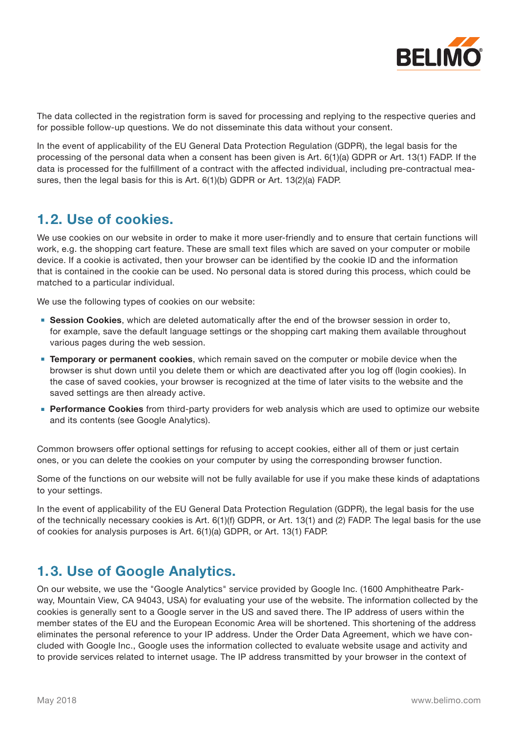The data collected in the registration form is saved for processing and replying to the respective queries and for possible follow-up questions. We do not disseminate this data without your consent.

In the event of applicability of the EU General Data Protection Regulation (GDPR), the legal basis for the processing of the personal data when a consent has been given is Art. 6(1)(a) GDPR or Art. 13(1) FADP. If the data is processed for the fulfillment of a contract with the affected individual, including pre-contractual measures, then the legal basis for this is Art. 6(1)(b) GDPR or Art. 13(2)(a) FADP.

## 1.2. Use of cookies.

We use cookies on our website in order to make it more user-friendly and to ensure that certain functions will work, e.g. the shopping cart feature. These are small text files which are saved on your computer or mobile device. If a cookie is activated, then your browser can be identified by the cookie ID and the information that is contained in the cookie can be used. No personal data is stored during this process, which could be matched to a particular individual.

We use the following types of cookies on our website:

- **Session Cookies**, which are deleted automatically after the end of the browser session in order to, for example, save the default language settings or the shopping cart making them available throughout various pages during the web session.
- **Temporary or permanent cookies**, which remain saved on the computer or mobile device when the browser is shut down until you delete them or which are deactivated after you log off (login cookies). In the case of saved cookies, your browser is recognized at the time of later visits to the website and the saved settings are then already active.
- **Performance Cookies** from third-party providers for web analysis which are used to optimize our website and its contents (see Google Analytics).

Common browsers offer optional settings for refusing to accept cookies, either all of them or just certain ones, or you can delete the cookies on your computer by using the corresponding browser function.

Some of the functions on our website will not be fully available for use if you make these kinds of adaptations to your settings.

In the event of applicability of the EU General Data Protection Regulation (GDPR), the legal basis for the use of the technically necessary cookies is Art. 6(1)(f) GDPR, or Art. 13(1) and (2) FADP. The legal basis for the use of cookies for analysis purposes is Art. 6(1)(a) GDPR, or Art. 13(1) FADP.

## 1.3. Use of Google Analytics.

On our website, we use the "Google Analytics" service provided by Google Inc. (1600 Amphitheatre Parkway, Mountain View, CA 94043, USA) for evaluating your use of the website. The information collected by the cookies is generally sent to a Google server in the US and saved there. The IP address of users within the member states of the EU and the European Economic Area will be shortened. This shortening of the address eliminates the personal reference to your IP address. Under the Order Data Agreement, which we have concluded with Google Inc., Google uses the information collected to evaluate website usage and activity and to provide services related to internet usage. The IP address transmitted by your browser in the context of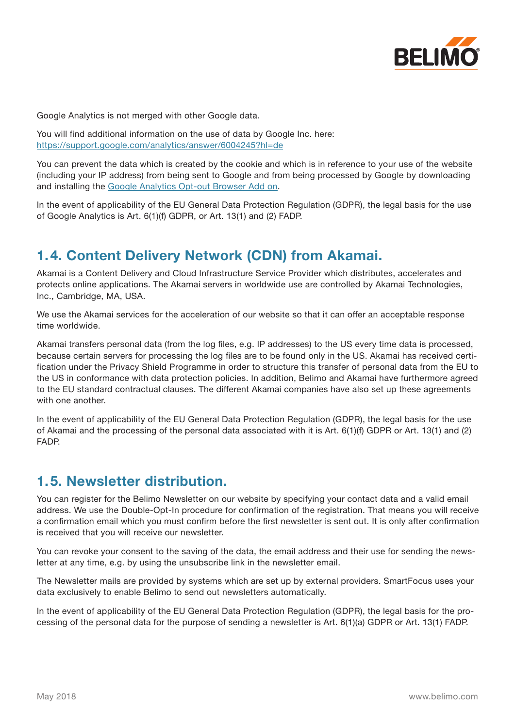Google Analytics is not merged with other Google data.

You will find additional information on the use of data by Google Inc. here: [https://support.google.com/analytics/answer/6004245?hl=de](https://support.google.com/analytics/answer/6004245?hl=de)

You can prevent the data which is created by the cookie and which is in reference to your use of the website (including your IP address) from being sent to Google and from being processed by Google by downloading and installing the Google Analytics Opt-out Browser Add on.

In the event of applicability of the EU General Data Protection Regulation (GDPR), the legal basis for the use of Google Analytics is Art. 6(1)(f) GDPR, or Art. 13(1) and (2) FADP.

## 1.4. Content Delivery Network (CDN) from Akamai.

Akamai is a Content Delivery and Cloud Infrastructure Service Provider which distributes, accelerates and protects online applications. The Akamai servers in worldwide use are controlled by Akamai Technologies, Inc., Cambridge, MA, USA.

We use the Akamai services for the acceleration of our website so that it can offer an acceptable response time worldwide.

Akamai transfers personal data (from the log files, e.g. IP addresses) to the US every time data is processed, because certain servers for processing the log files are to be found only in the US. Akamai has received certification under the Privacy Shield Programme in order to structure this transfer of personal data from the EU to the US in conformance with data protection policies. In addition, Belimo and Akamai have furthermore agreed to the EU standard contractual clauses. The different Akamai companies have also set up these agreements with one another.

In the event of applicability of the EU General Data Protection Regulation (GDPR), the legal basis for the use of Akamai and the processing of the personal data associated with it is Art. 6(1)(f) GDPR or Art. 13(1) and (2) FADP.

## 1.5. Newsletter distribution.

You can register for the Belimo Newsletter on our website by specifying your contact data and a valid email address. We use the Double-Opt-In procedure for confirmation of the registration. That means you will receive a confirmation email which you must confirm before the first newsletter is sent out. It is only after confirmation is received that you will receive our newsletter.

You can revoke your consent to the saving of the data, the email address and their use for sending the newsletter at any time, e.g. by using the unsubscribe link in the newsletter email.

The Newsletter mails are provided by systems which are set up by external providers. SmartFocus uses your data exclusively to enable Belimo to send out newsletters automatically.

In the event of applicability of the EU General Data Protection Regulation (GDPR), the legal basis for the processing of the personal data for the purpose of sending a newsletter is Art. 6(1)(a) GDPR or Art. 13(1) FADP.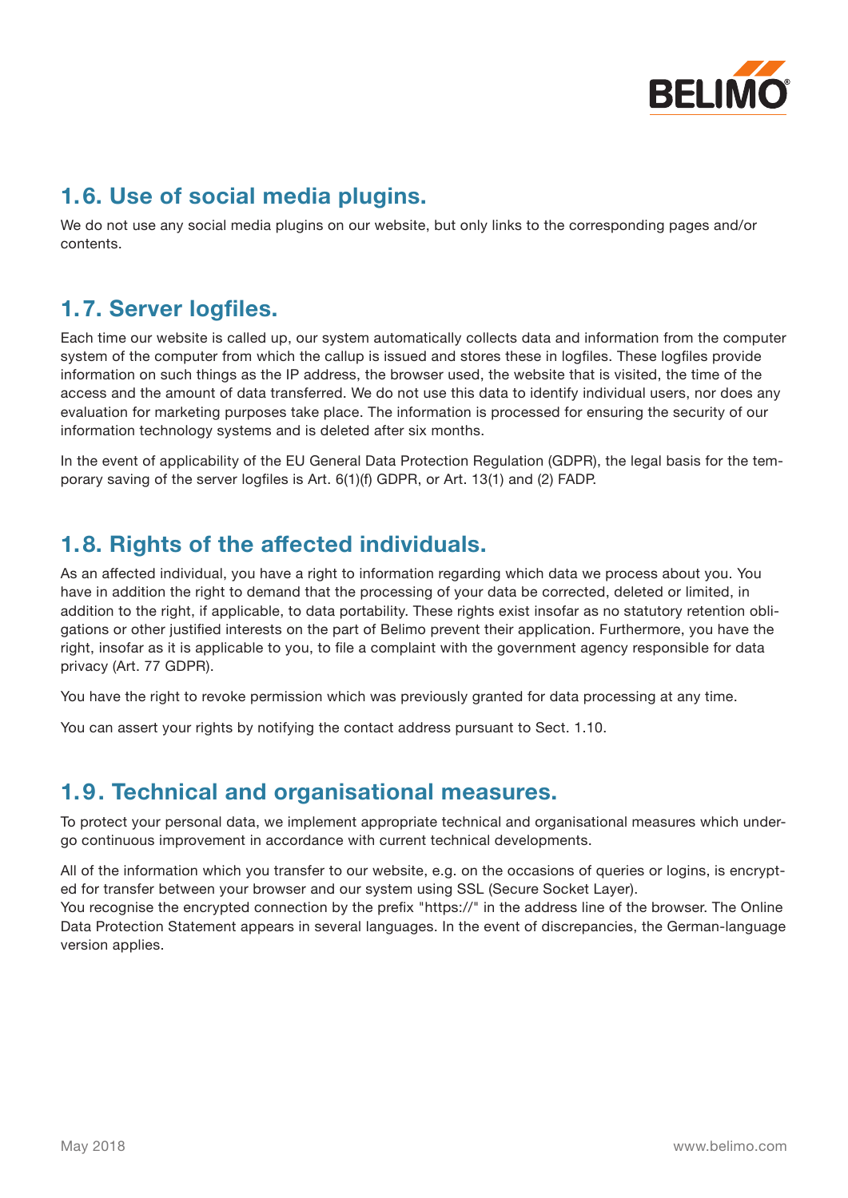## 1.6. Use of social media plugins.

We do not use any social media plugins on our website, but only links to the corresponding pages and/or contents.

## 1.7. Server logfiles.

Each time our website is called up, our system automatically collects data and information from the computer system of the computer from which the callup is issued and stores these in logfiles. These logfiles provide information on such things as the IP address, the browser used, the website that is visited, the time of the access and the amount of data transferred. We do not use this data to identify individual users, nor does any evaluation for marketing purposes take place. The information is processed for ensuring the security of our information technology systems and is deleted after six months.

In the event of applicability of the EU General Data Protection Regulation (GDPR), the legal basis for the temporary saving of the server logfiles is Art. 6(1)(f) GDPR, or Art. 13(1) and (2) FADP.

## 1.8. Rights of the affected individuals.

As an affected individual, you have a right to information regarding which data we process about you. You have in addition the right to demand that the processing of your data be corrected, deleted or limited, in addition to the right, if applicable, to data portability. These rights exist insofar as no statutory retention obligations or other justified interests on the part of Belimo prevent their application. Furthermore, you have the right, insofar as it is applicable to you, to file a complaint with the government agency responsible for data privacy (Art. 77 GDPR).

You have the right to revoke permission which was previously granted for data processing at any time.

You can assert your rights by notifying the contact address pursuant to Sect. 1.10.

## 1.9. Technical and organisational measures.

To protect your personal data, we implement appropriate technical and organisational measures which undergo continuous improvement in accordance with current technical developments.

All of the information which you transfer to our website, e.g. on the occasions of queries or logins, is encrypted for transfer between your browser and our system using SSL (Secure Socket Layer).
You recognise the encrypted connection by the prefix "https://" in the address line of the browser. The Online Data Protection Statement appears in several languages. In the event of discrepancies, the German-language version applies.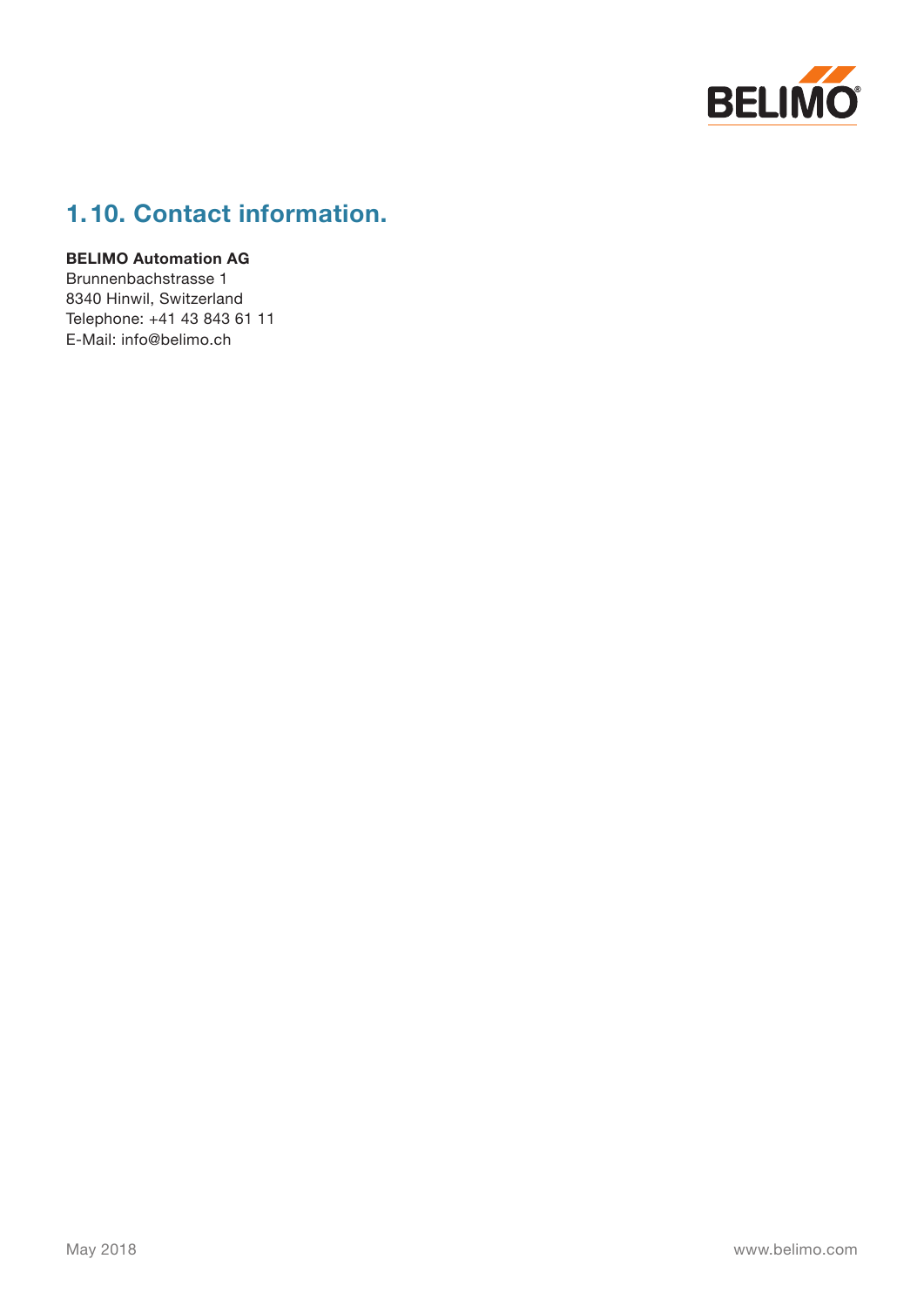## 1.10. Contact information.

**BELIMO Automation AG**
Brunnenbachstrasse 1
8340 Hinwil, Switzerland
Telephone: +41 43 843 61 11
E-Mail: info@belimo.ch